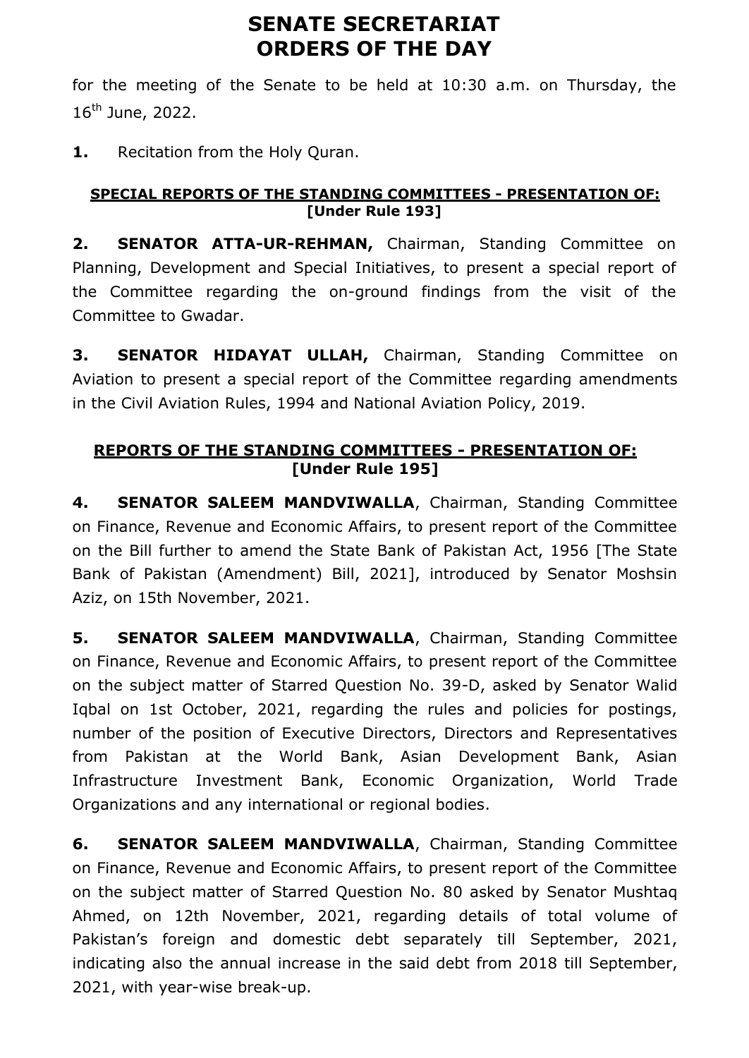# SENATE SECRETARIAT
# ORDERS OF THE DAY

for the meeting of the Senate to be held at 10:30 a.m. on Thursday, the 16th June, 2022.

**1.** Recitation from the Holy Quran.

### SPECIAL REPORTS OF THE STANDING COMMITTEES - PRESENTATION OF: [Under Rule 193]

**2. SENATOR ATTA-UR-REHMAN,** Chairman, Standing Committee on Planning, Development and Special Initiatives, to present a special report of the Committee regarding the on-ground findings from the visit of the Committee to Gwadar.

**3. SENATOR HIDAYAT ULLAH,** Chairman, Standing Committee on Aviation to present a special report of the Committee regarding amendments in the Civil Aviation Rules, 1994 and National Aviation Policy, 2019.

### REPORTS OF THE STANDING COMMITTEES - PRESENTATION OF: [Under Rule 195]

**4. SENATOR SALEEM MANDVIWALLA**, Chairman, Standing Committee on Finance, Revenue and Economic Affairs, to present report of the Committee on the Bill further to amend the State Bank of Pakistan Act, 1956 [The State Bank of Pakistan (Amendment) Bill, 2021], introduced by Senator Moshsin Aziz, on 15th November, 2021.

**5. SENATOR SALEEM MANDVIWALLA**, Chairman, Standing Committee on Finance, Revenue and Economic Affairs, to present report of the Committee on the subject matter of Starred Question No. 39-D, asked by Senator Walid Iqbal on 1st October, 2021, regarding the rules and policies for postings, number of the position of Executive Directors, Directors and Representatives from Pakistan at the World Bank, Asian Development Bank, Asian Infrastructure Investment Bank, Economic Organization, World Trade Organizations and any international or regional bodies.

**6. SENATOR SALEEM MANDVIWALLA**, Chairman, Standing Committee on Finance, Revenue and Economic Affairs, to present report of the Committee on the subject matter of Starred Question No. 80 asked by Senator Mushtaq Ahmed, on 12th November, 2021, regarding details of total volume of Pakistan's foreign and domestic debt separately till September, 2021, indicating also the annual increase in the said debt from 2018 till September, 2021, with year-wise break-up.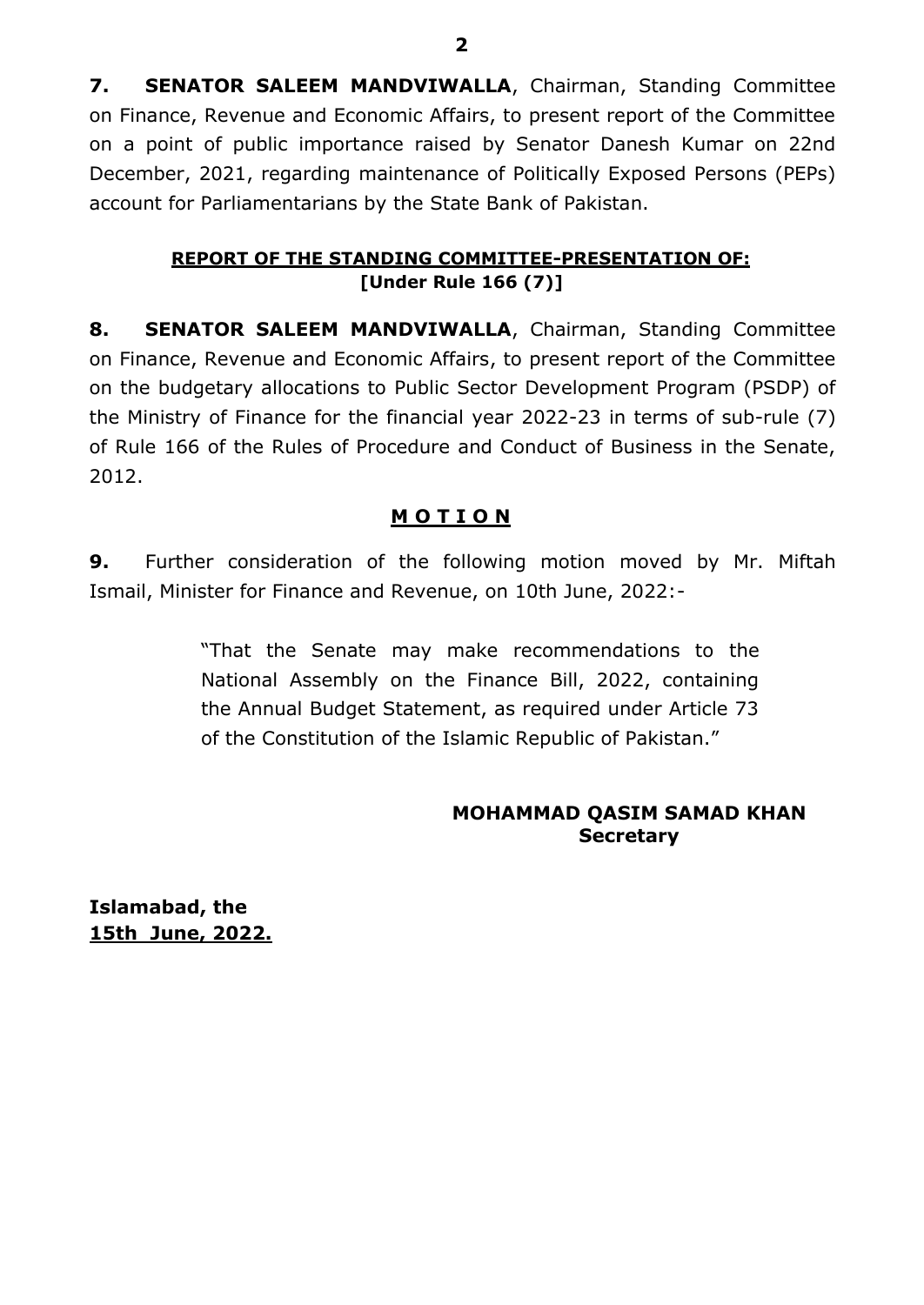**7.** **SENATOR SALEEM MANDVIWALLA**, Chairman, Standing Committee on Finance, Revenue and Economic Affairs, to present report of the Committee on a point of public importance raised by Senator Danesh Kumar on 22nd December, 2021, regarding maintenance of Politically Exposed Persons (PEPs) account for Parliamentarians by the State Bank of Pakistan.

**REPORT OF THE STANDING COMMITTEE-PRESENTATION OF:**
**[Under Rule 166 (7)]**

**8.** **SENATOR SALEEM MANDVIWALLA**, Chairman, Standing Committee on Finance, Revenue and Economic Affairs, to present report of the Committee on the budgetary allocations to Public Sector Development Program (PSDP) of the Ministry of Finance for the financial year 2022-23 in terms of sub-rule (7) of Rule 166 of the Rules of Procedure and Conduct of Business in the Senate, 2012.

**M O T I O N**

**9.** Further consideration of the following motion moved by Mr. Miftah Ismail, Minister for Finance and Revenue, on 10th June, 2022:-

> "That the Senate may make recommendations to the National Assembly on the Finance Bill, 2022, containing the Annual Budget Statement, as required under Article 73 of the Constitution of the Islamic Republic of Pakistan."

**MOHAMMAD QASIM SAMAD KHAN**
**Secretary**

**Islamabad, the**
**15th June, 2022.**